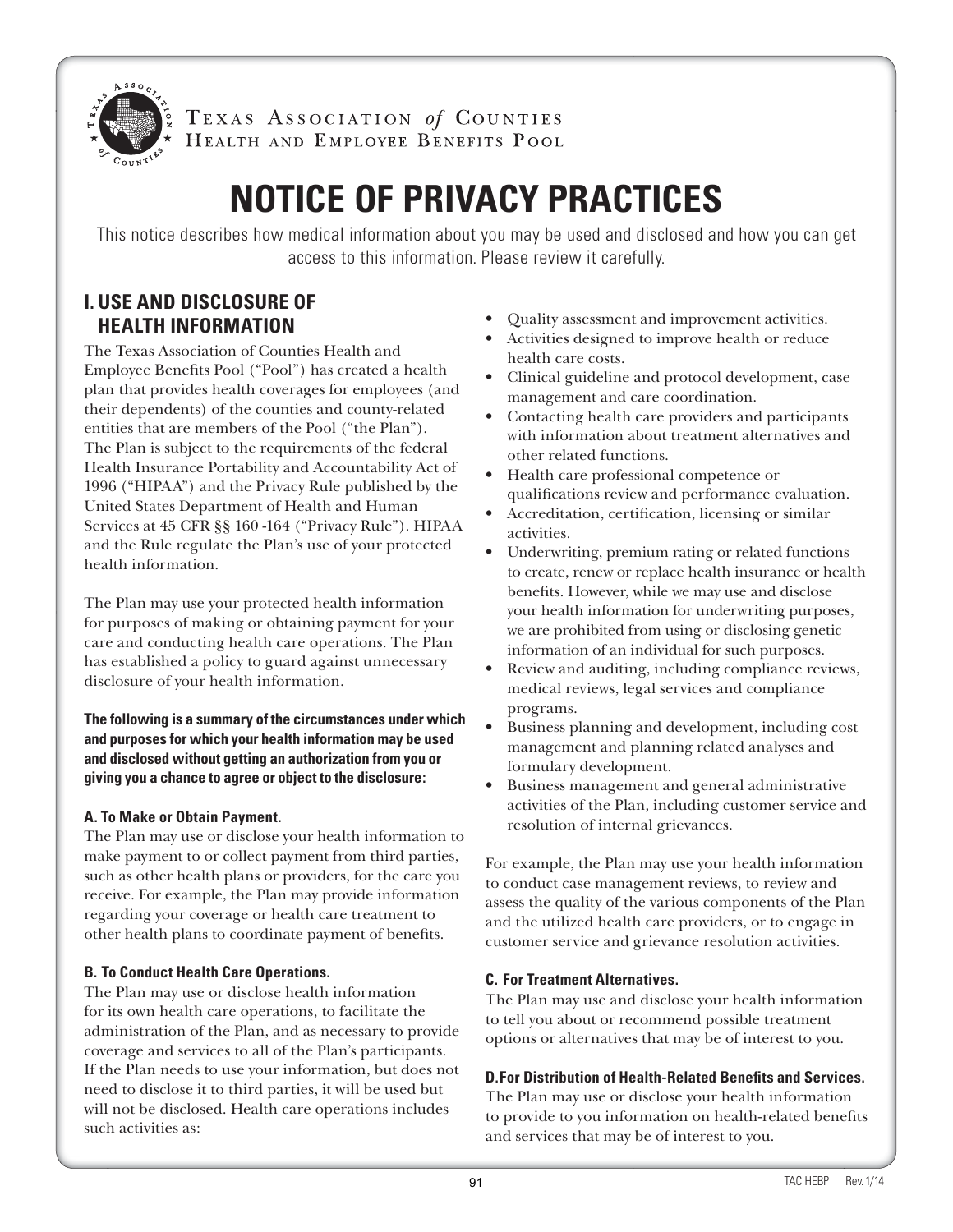Texas Association *of* Counties
Health and Employee Benefits Pool

# NOTICE OF PRIVACY PRACTICES

This notice describes how medical information about you may be used and disclosed and how you can get access to this information. Please review it carefully.

## I. USE AND DISCLOSURE OF HEALTH INFORMATION

The Texas Association of Counties Health and Employee Benefits Pool ("Pool") has created a health plan that provides health coverages for employees (and their dependents) of the counties and county-related entities that are members of the Pool ("the Plan"). The Plan is subject to the requirements of the federal Health Insurance Portability and Accountability Act of 1996 ("HIPAA") and the Privacy Rule published by the United States Department of Health and Human Services at 45 CFR §§ 160 -164 ("Privacy Rule"). HIPAA and the Rule regulate the Plan's use of your protected health information.

The Plan may use your protected health information for purposes of making or obtaining payment for your care and conducting health care operations. The Plan has established a policy to guard against unnecessary disclosure of your health information.

**The following is a summary of the circumstances under which and purposes for which your health information may be used and disclosed without getting an authorization from you or giving you a chance to agree or object to the disclosure:**

### A. To Make or Obtain Payment.

The Plan may use or disclose your health information to make payment to or collect payment from third parties, such as other health plans or providers, for the care you receive. For example, the Plan may provide information regarding your coverage or health care treatment to other health plans to coordinate payment of benefits.

### B. To Conduct Health Care Operations.

The Plan may use or disclose health information for its own health care operations, to facilitate the administration of the Plan, and as necessary to provide coverage and services to all of the Plan's participants. If the Plan needs to use your information, but does not need to disclose it to third parties, it will be used but will not be disclosed. Health care operations includes such activities as:

- Quality assessment and improvement activities.
- Activities designed to improve health or reduce health care costs.
- Clinical guideline and protocol development, case management and care coordination.
- Contacting health care providers and participants with information about treatment alternatives and other related functions.
- Health care professional competence or qualifications review and performance evaluation.
- Accreditation, certification, licensing or similar activities.
- Underwriting, premium rating or related functions to create, renew or replace health insurance or health benefits. However, while we may use and disclose your health information for underwriting purposes, we are prohibited from using or disclosing genetic information of an individual for such purposes.
- Review and auditing, including compliance reviews, medical reviews, legal services and compliance programs.
- Business planning and development, including cost management and planning related analyses and formulary development.
- Business management and general administrative activities of the Plan, including customer service and resolution of internal grievances.

For example, the Plan may use your health information to conduct case management reviews, to review and assess the quality of the various components of the Plan and the utilized health care providers, or to engage in customer service and grievance resolution activities.

### C. For Treatment Alternatives.

The Plan may use and disclose your health information to tell you about or recommend possible treatment options or alternatives that may be of interest to you.

### D. For Distribution of Health-Related Benefits and Services.

The Plan may use or disclose your health information to provide to you information on health-related benefits and services that may be of interest to you.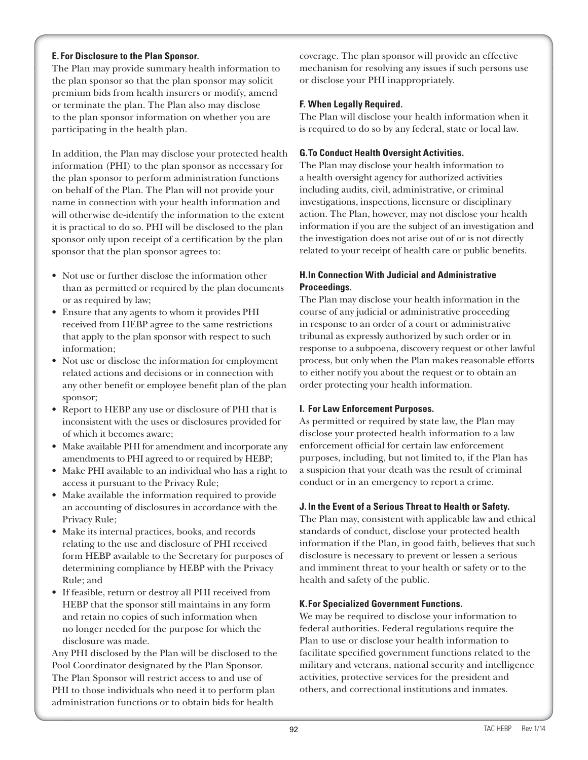**E. For Disclosure to the Plan Sponsor.**

The Plan may provide summary health information to the plan sponsor so that the plan sponsor may solicit premium bids from health insurers or modify, amend or terminate the plan. The Plan also may disclose to the plan sponsor information on whether you are participating in the health plan.

In addition, the Plan may disclose your protected health information (PHI) to the plan sponsor as necessary for the plan sponsor to perform administration functions on behalf of the Plan. The Plan will not provide your name in connection with your health information and will otherwise de-identify the information to the extent it is practical to do so. PHI will be disclosed to the plan sponsor only upon receipt of a certification by the plan sponsor that the plan sponsor agrees to:

- Not use or further disclose the information other than as permitted or required by the plan documents or as required by law;
- Ensure that any agents to whom it provides PHI received from HEBP agree to the same restrictions that apply to the plan sponsor with respect to such information;
- Not use or disclose the information for employment related actions and decisions or in connection with any other benefit or employee benefit plan of the plan sponsor;
- Report to HEBP any use or disclosure of PHI that is inconsistent with the uses or disclosures provided for of which it becomes aware;
- Make available PHI for amendment and incorporate any amendments to PHI agreed to or required by HEBP;
- Make PHI available to an individual who has a right to access it pursuant to the Privacy Rule;
- Make available the information required to provide an accounting of disclosures in accordance with the Privacy Rule;
- Make its internal practices, books, and records relating to the use and disclosure of PHI received form HEBP available to the Secretary for purposes of determining compliance by HEBP with the Privacy Rule; and
- If feasible, return or destroy all PHI received from HEBP that the sponsor still maintains in any form and retain no copies of such information when no longer needed for the purpose for which the disclosure was made.

Any PHI disclosed by the Plan will be disclosed to the Pool Coordinator designated by the Plan Sponsor. The Plan Sponsor will restrict access to and use of PHI to those individuals who need it to perform plan administration functions or to obtain bids for health coverage. The plan sponsor will provide an effective mechanism for resolving any issues if such persons use or disclose your PHI inappropriately.

**F. When Legally Required.**

The Plan will disclose your health information when it is required to do so by any federal, state or local law.

**G.To Conduct Health Oversight Activities.**

The Plan may disclose your health information to a health oversight agency for authorized activities including audits, civil, administrative, or criminal investigations, inspections, licensure or disciplinary action. The Plan, however, may not disclose your health information if you are the subject of an investigation and the investigation does not arise out of or is not directly related to your receipt of health care or public benefits.

**H.In Connection With Judicial and Administrative Proceedings.**

The Plan may disclose your health information in the course of any judicial or administrative proceeding in response to an order of a court or administrative tribunal as expressly authorized by such order or in response to a subpoena, discovery request or other lawful process, but only when the Plan makes reasonable efforts to either notify you about the request or to obtain an order protecting your health information.

**I. For Law Enforcement Purposes.**

As permitted or required by state law, the Plan may disclose your protected health information to a law enforcement official for certain law enforcement purposes, including, but not limited to, if the Plan has a suspicion that your death was the result of criminal conduct or in an emergency to report a crime.

**J. In the Event of a Serious Threat to Health or Safety.**

The Plan may, consistent with applicable law and ethical standards of conduct, disclose your protected health information if the Plan, in good faith, believes that such disclosure is necessary to prevent or lessen a serious and imminent threat to your health or safety or to the health and safety of the public.

**K.For Specialized Government Functions.**

We may be required to disclose your information to federal authorities. Federal regulations require the Plan to use or disclose your health information to facilitate specified government functions related to the military and veterans, national security and intelligence activities, protective services for the president and others, and correctional institutions and inmates.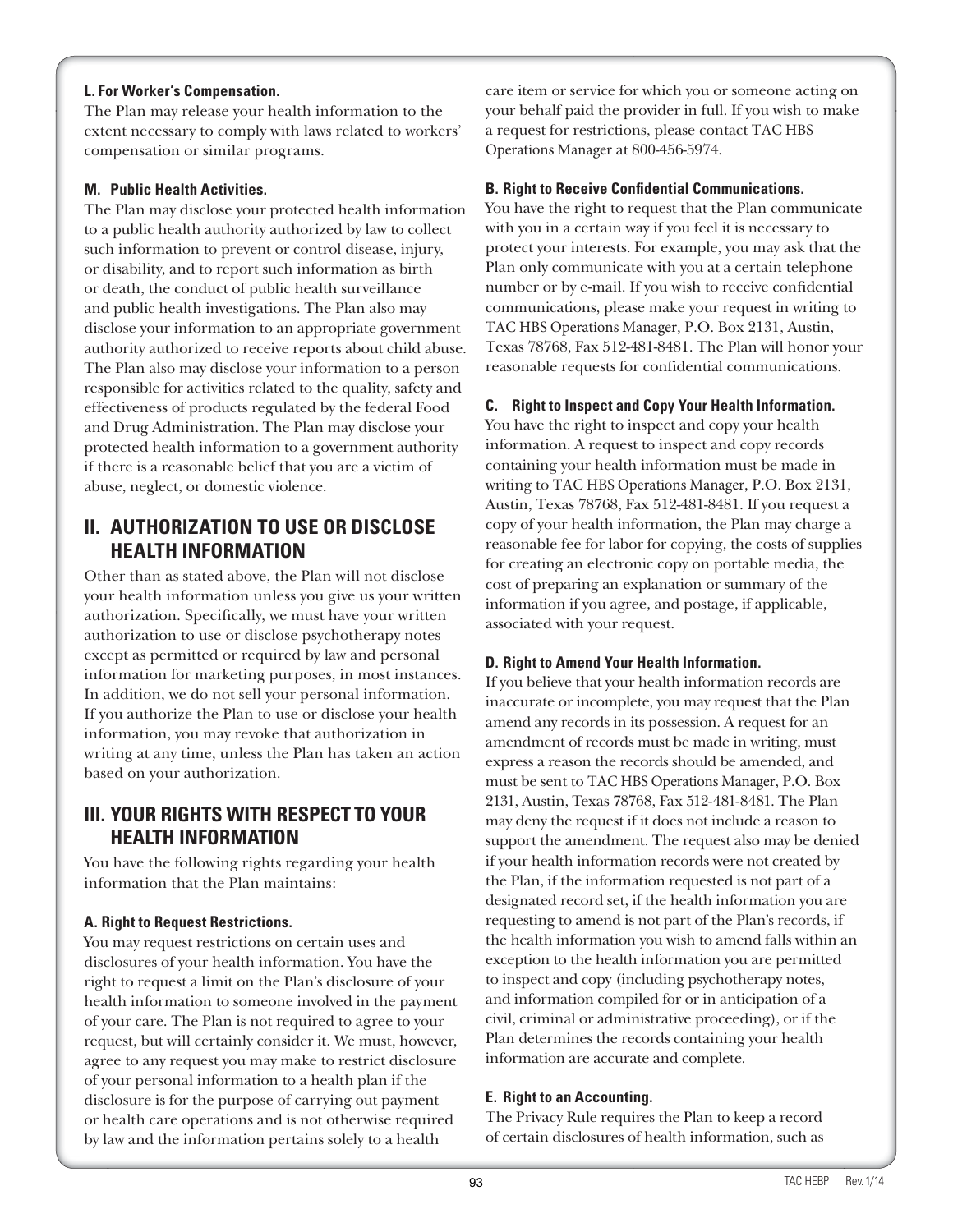#### L. For Worker's Compensation.

The Plan may release your health information to the extent necessary to comply with laws related to workers' compensation or similar programs.

#### M. Public Health Activities.

The Plan may disclose your protected health information to a public health authority authorized by law to collect such information to prevent or control disease, injury, or disability, and to report such information as birth or death, the conduct of public health surveillance and public health investigations. The Plan also may disclose your information to an appropriate government authority authorized to receive reports about child abuse. The Plan also may disclose your information to a person responsible for activities related to the quality, safety and effectiveness of products regulated by the federal Food and Drug Administration. The Plan may disclose your protected health information to a government authority if there is a reasonable belief that you are a victim of abuse, neglect, or domestic violence.

## II. AUTHORIZATION TO USE OR DISCLOSE HEALTH INFORMATION

Other than as stated above, the Plan will not disclose your health information unless you give us your written authorization. Specifically, we must have your written authorization to use or disclose psychotherapy notes except as permitted or required by law and personal information for marketing purposes, in most instances. In addition, we do not sell your personal information. If you authorize the Plan to use or disclose your health information, you may revoke that authorization in writing at any time, unless the Plan has taken an action based on your authorization.

## III. YOUR RIGHTS WITH RESPECT TO YOUR HEALTH INFORMATION

You have the following rights regarding your health information that the Plan maintains:

#### A. Right to Request Restrictions.

You may request restrictions on certain uses and disclosures of your health information. You have the right to request a limit on the Plan's disclosure of your health information to someone involved in the payment of your care. The Plan is not required to agree to your request, but will certainly consider it. We must, however, agree to any request you may make to restrict disclosure of your personal information to a health plan if the disclosure is for the purpose of carrying out payment or health care operations and is not otherwise required by law and the information pertains solely to a health care item or service for which you or someone acting on your behalf paid the provider in full. If you wish to make a request for restrictions, please contact TAC HBS Operations Manager at 800-456-5974.

#### B. Right to Receive Confidential Communications.

You have the right to request that the Plan communicate with you in a certain way if you feel it is necessary to protect your interests. For example, you may ask that the Plan only communicate with you at a certain telephone number or by e-mail. If you wish to receive confidential communications, please make your request in writing to TAC HBS Operations Manager, P.O. Box 2131, Austin, Texas 78768, Fax 512-481-8481. The Plan will honor your reasonable requests for confidential communications.

#### C. Right to Inspect and Copy Your Health Information.

You have the right to inspect and copy your health information. A request to inspect and copy records containing your health information must be made in writing to TAC HBS Operations Manager, P.O. Box 2131, Austin, Texas 78768, Fax 512-481-8481. If you request a copy of your health information, the Plan may charge a reasonable fee for labor for copying, the costs of supplies for creating an electronic copy on portable media, the cost of preparing an explanation or summary of the information if you agree, and postage, if applicable, associated with your request.

#### D. Right to Amend Your Health Information.

If you believe that your health information records are inaccurate or incomplete, you may request that the Plan amend any records in its possession. A request for an amendment of records must be made in writing, must express a reason the records should be amended, and must be sent to TAC HBS Operations Manager, P.O. Box 2131, Austin, Texas 78768, Fax 512-481-8481. The Plan may deny the request if it does not include a reason to support the amendment. The request also may be denied if your health information records were not created by the Plan, if the information requested is not part of a designated record set, if the health information you are requesting to amend is not part of the Plan's records, if the health information you wish to amend falls within an exception to the health information you are permitted to inspect and copy (including psychotherapy notes, and information compiled for or in anticipation of a civil, criminal or administrative proceeding), or if the Plan determines the records containing your health information are accurate and complete.

#### E. Right to an Accounting.

The Privacy Rule requires the Plan to keep a record of certain disclosures of health information, such as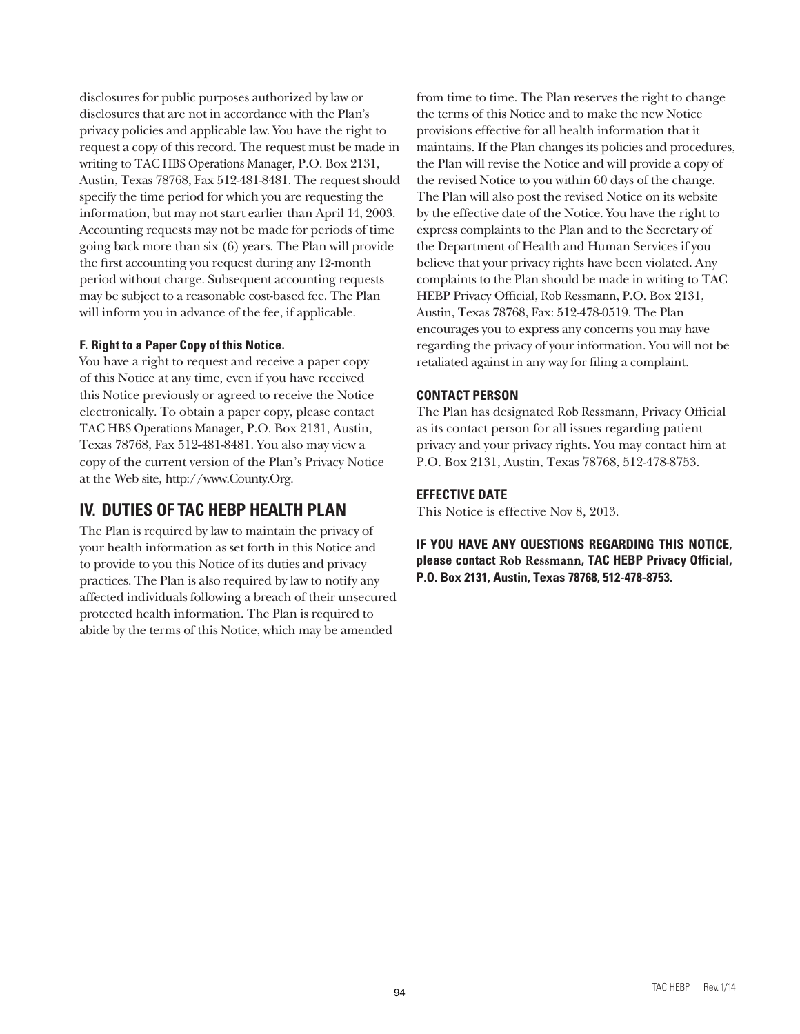disclosures for public purposes authorized by law or disclosures that are not in accordance with the Plan's privacy policies and applicable law. You have the right to request a copy of this record. The request must be made in writing to TAC HBS Operations Manager, P.O. Box 2131, Austin, Texas 78768, Fax 512-481-8481. The request should specify the time period for which you are requesting the information, but may not start earlier than April 14, 2003. Accounting requests may not be made for periods of time going back more than six (6) years. The Plan will provide the first accounting you request during any 12-month period without charge. Subsequent accounting requests may be subject to a reasonable cost-based fee. The Plan will inform you in advance of the fee, if applicable.

#### F. Right to a Paper Copy of this Notice.

You have a right to request and receive a paper copy of this Notice at any time, even if you have received this Notice previously or agreed to receive the Notice electronically. To obtain a paper copy, please contact TAC HBS Operations Manager, P.O. Box 2131, Austin, Texas 78768, Fax 512-481-8481. You also may view a copy of the current version of the Plan's Privacy Notice at the Web site, http://www.County.Org.

## IV. DUTIES OF TAC HEBP HEALTH PLAN

The Plan is required by law to maintain the privacy of your health information as set forth in this Notice and to provide to you this Notice of its duties and privacy practices. The Plan is also required by law to notify any affected individuals following a breach of their unsecured protected health information. The Plan is required to abide by the terms of this Notice, which may be amended from time to time. The Plan reserves the right to change the terms of this Notice and to make the new Notice provisions effective for all health information that it maintains. If the Plan changes its policies and procedures, the Plan will revise the Notice and will provide a copy of the revised Notice to you within 60 days of the change. The Plan will also post the revised Notice on its website by the effective date of the Notice. You have the right to express complaints to the Plan and to the Secretary of the Department of Health and Human Services if you believe that your privacy rights have been violated. Any complaints to the Plan should be made in writing to TAC HEBP Privacy Official, Rob Ressmann, P.O. Box 2131, Austin, Texas 78768, Fax: 512-478-0519. The Plan encourages you to express any concerns you may have regarding the privacy of your information. You will not be retaliated against in any way for filing a complaint.

#### CONTACT PERSON

The Plan has designated Rob Ressmann, Privacy Official as its contact person for all issues regarding patient privacy and your privacy rights. You may contact him at P.O. Box 2131, Austin, Texas 78768, 512-478-8753.

#### EFFECTIVE DATE

This Notice is effective Nov 8, 2013.

**IF YOU HAVE ANY QUESTIONS REGARDING THIS NOTICE, please contact Rob Ressmann, TAC HEBP Privacy Official, P.O. Box 2131, Austin, Texas 78768, 512-478-8753.**